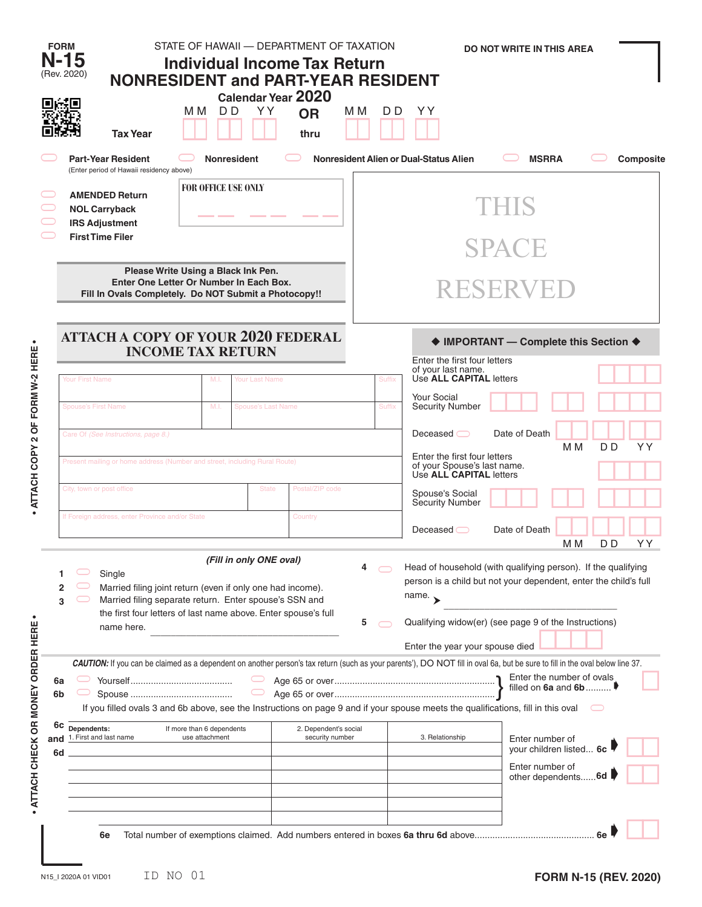FORM **N-15** (Rev. 2020)

STATE OF HAWAII — DEPARTMENT OF TAXATION

# Individual Income Tax Return
## NONRESIDENT and PART-YEAR RESIDENT

**Calendar Year 2020** OR

**Tax Year** MM DD YY thru MM DD YY

DO NOT WRITE IN THIS AREA

Part-Year Resident (Enter period of Hawaii residency above) | Nonresident | Nonresident Alien or Dual-Status Alien | MSRRA | Composite

AMENDED Return
NOL Carryback
IRS Adjustment
First Time Filer

FOR OFFICE USE ONLY

THIS SPACE RESERVED

**Please Write Using a Black Ink Pen.**
**Enter One Letter Or Number In Each Box.**
**Fill In Ovals Completely. Do NOT Submit a Photocopy!!**

## ATTACH A COPY OF YOUR 2020 FEDERAL INCOME TAX RETURN

| Your First Name | M.I. | Your Last Name | Suffix |
|---|---|---|---|
| Spouse's First Name | M.I. | Spouse's Last Name | Suffix |
| Care Of *(See Instructions, page 8.)* | | | |
| Present mailing or home address (Number and street, including Rural Route) | | | |
| City, town or post office | State | Postal/ZIP code | |
| If Foreign address, enter Province and/or State | | Country | |

**◆ IMPORTANT — Complete this Section ◆**

Enter the first four letters of your last name. Use **ALL CAPITAL** letters

Your Social Security Number

Deceased ◯ Date of Death MM DD YY

Enter the first four letters of your Spouse's last name. Use **ALL CAPITAL** letters

Spouse's Social Security Number

Deceased ◯ Date of Death MM DD YY

• ATTACH COPY 2 OF FORM W-2 HERE •

• ATTACH CHECK OR MONEY ORDER HERE •

*(Fill in only ONE oval)*

1 ◯ Single
2 ◯ Married filing joint return (even if only one had income).
3 ◯ Married filing separate return. Enter spouse's SSN and the first four letters of last name above. Enter spouse's full name here. ______________________
4 ◯ Head of household (with qualifying person). If the qualifying person is a child but not your dependent, enter the child's full name. ➤ ______________________
5 ◯ Qualifying widow(er) (see page 9 of the Instructions)
Enter the year your spouse died

***CAUTION:*** If you can be claimed as a dependent on another person's tax return (such as your parents'), DO NOT fill in oval 6a, but be sure to fill in the oval below line 37.

**6a** ◯ Yourself.......................................... ◯ Age 65 or over..............................
**6b** ◯ Spouse ......................................... ◯ Age 65 or over..............................
} Enter the number of ovals filled on **6a** and **6b**.......... ➧

If you filled ovals 3 and 6b above, see the Instructions on page 9 and if your spouse meets the qualifications, fill in this oval ◯

**6c and 6d**

| Dependents: 1. First and last name (If more than 6 dependents use attachment) | 2. Dependent's social security number | 3. Relationship |
|---|---|---|
| | | |
| | | |
| | | |
| | | |
| | | |
| | | |

Enter number of your children listed... **6c** ➧

Enter number of other dependents......**6d** ➧

**6e** Total number of exemptions claimed. Add numbers entered in boxes **6a thru 6d** above.............................................. **6e** ➧

N15_I 2020A 01 VID01 ID NO 01

**FORM N-15 (REV. 2020)**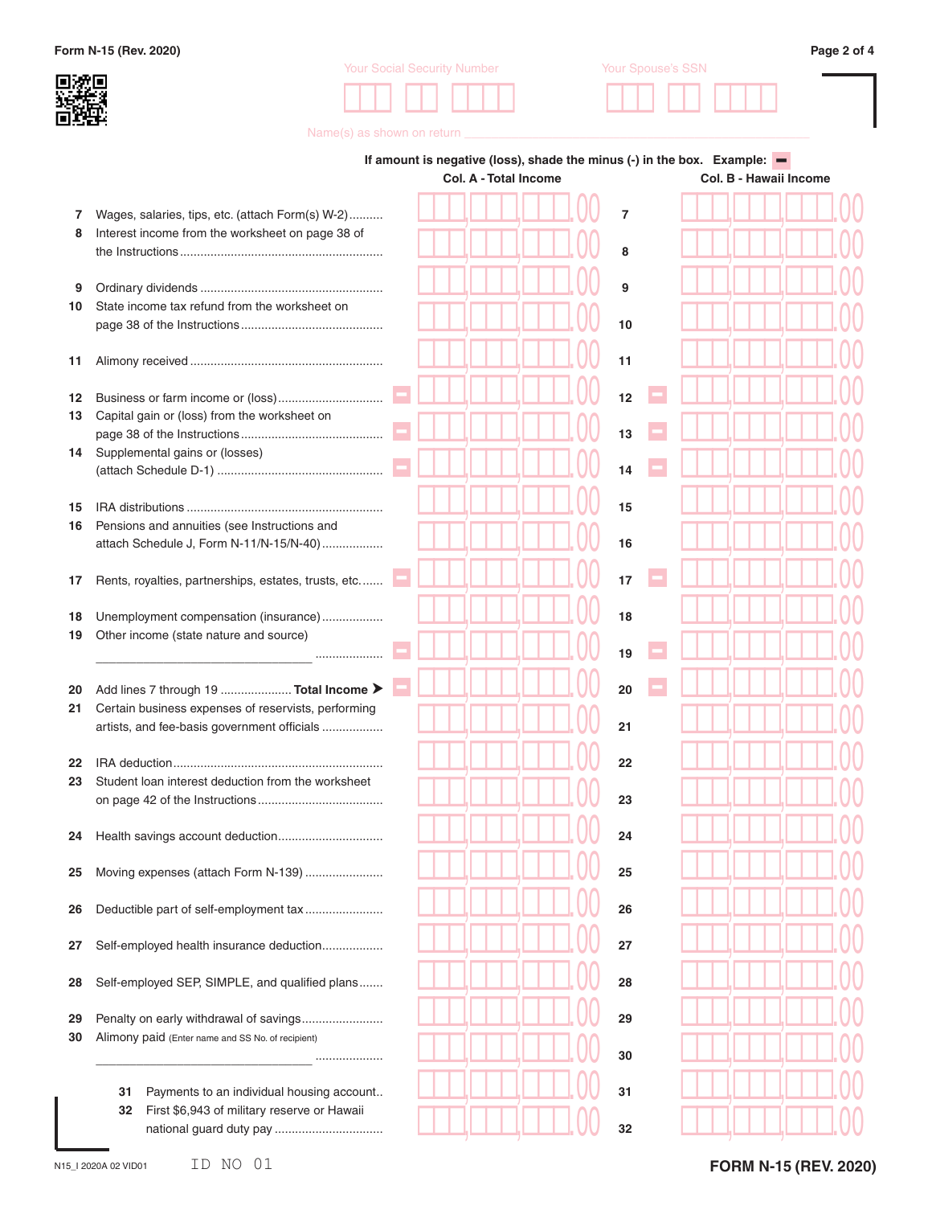Form N-15 (Rev. 2020)

Your Social Security Number | Your Spouse's SSN

Name(s) as shown on return

**If amount is negative (loss), shade the minus (-) in the box. Example:**

| Line | Description | Col. A - Total Income | Line | Col. B - Hawaii Income |
|---|---|---|---|---|
| 7 | Wages, salaries, tips, etc. (attach Form(s) W-2) | .00 | 7 | .00 |
| 8 | Interest income from the worksheet on page 38 of the Instructions | .00 | 8 | .00 |
| 9 | Ordinary dividends | .00 | 9 | .00 |
| 10 | State income tax refund from the worksheet on page 38 of the Instructions | .00 | 10 | .00 |
| 11 | Alimony received | .00 | 11 | .00 |
| 12 | Business or farm income or (loss) | .00 | 12 | .00 |
| 13 | Capital gain or (loss) from the worksheet on page 38 of the Instructions | .00 | 13 | .00 |
| 14 | Supplemental gains or (losses) (attach Schedule D-1) | .00 | 14 | .00 |
| 15 | IRA distributions | .00 | 15 | .00 |
| 16 | Pensions and annuities (see Instructions and attach Schedule J, Form N-11/N-15/N-40) | .00 | 16 | .00 |
| 17 | Rents, royalties, partnerships, estates, trusts, etc. | .00 | 17 | .00 |
| 18 | Unemployment compensation (insurance) | .00 | 18 | .00 |
| 19 | Other income (state nature and source) ________________________________ | .00 | 19 | .00 |
| 20 | Add lines 7 through 19 **Total Income** ➤ | .00 | 20 | .00 |
| 21 | Certain business expenses of reservists, performing artists, and fee-basis government officials | .00 | 21 | .00 |
| 22 | IRA deduction | .00 | 22 | .00 |
| 23 | Student loan interest deduction from the worksheet on page 42 of the Instructions | .00 | 23 | .00 |
| 24 | Health savings account deduction | .00 | 24 | .00 |
| 25 | Moving expenses (attach Form N-139) | .00 | 25 | .00 |
| 26 | Deductible part of self-employment tax | .00 | 26 | .00 |
| 27 | Self-employed health insurance deduction | .00 | 27 | .00 |
| 28 | Self-employed SEP, SIMPLE, and qualified plans | .00 | 28 | .00 |
| 29 | Penalty on early withdrawal of savings | .00 | 29 | .00 |
| 30 | Alimony paid (Enter name and SS No. of recipient) ________________________________ | .00 | 30 | .00 |
| 31 | Payments to an individual housing account | .00 | 31 | .00 |
| 32 | First $6,943 of military reserve or Hawaii national guard duty pay | .00 | 32 | .00 |

N15_I 2020A 02 VID01 ID NO 01

FORM N-15 (REV. 2020)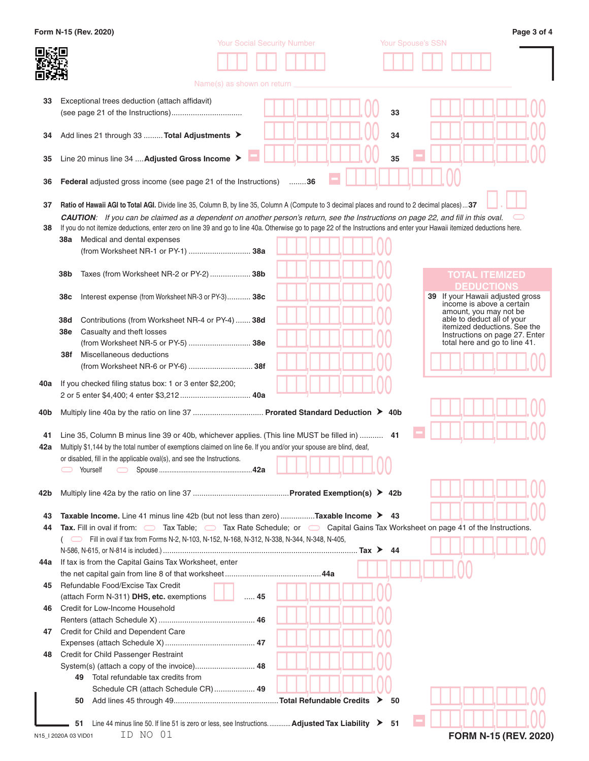Form N-15 (Rev. 2020)

Your Social Security Number

Your Spouse's SSN

Name(s) as shown on return

33 Exceptional trees deduction (attach affidavit) (see page 21 of the Instructions) ................................ 33 .00 | 33 .00

34 Add lines 21 through 33 ......... **Total Adjustments** ➤ .00 | 34 .00

35 Line 20 minus line 34 .... **Adjusted Gross Income** ➤ – .00 | 35 – .00

36 **Federal** adjusted gross income (see page 21 of the Instructions) ........36 – .00

37 **Ratio of Hawaii AGI to Total AGI.** Divide line 35, Column B, by line 35, Column A (Compute to 3 decimal places and round to 2 decimal places) ... 37 .

*CAUTION: If you can be claimed as a dependent on another person's return, see the Instructions on page 22, and fill in this oval.*

38 If you do not itemize deductions, enter zero on line 39 and go to line 40a. Otherwise go to page 22 of the Instructions and enter your Hawaii itemized deductions here.

38a Medical and dental expenses (from Worksheet NR-1 or PY-1) ............................ 38a .00

38b Taxes (from Worksheet NR-2 or PY-2) .................. 38b .00

38c Interest expense (from Worksheet NR-3 or PY-3) ........... 38c .00

38d Contributions (from Worksheet NR-4 or PY-4) ....... 38d .00

38e Casualty and theft losses (from Worksheet NR-5 or PY-5) ............................ 38e .00

38f Miscellaneous deductions (from Worksheet NR-6 or PY-6) .............................. 38f .00

**TOTAL ITEMIZED DEDUCTIONS**

39 If your Hawaii adjusted gross income is above a certain amount, you may not be able to deduct all of your itemized deductions. See the Instructions on page 27. Enter total here and go to line 41. .00

40a If you checked filing status box: 1 or 3 enter $2,200; 2 or 5 enter $4,400; 4 enter $3,212 ................................ 40a .00

40b Multiply line 40a by the ratio on line 37 ................................ **Prorated Standard Deduction** ➤ 40b .00

41 Line 35, Column B minus line 39 or 40b, whichever applies. (This line MUST be filled in) .......... 41 – .00

42a Multiply $1,144 by the total number of exemptions claimed on line 6e. If you and/or your spouse are blind, deaf, or disabled, fill in the applicable oval(s), and see the Instructions.
Yourself  Spouse ................................................... 42a .00

42b Multiply line 42a by the ratio on line 37 ............................................**Prorated Exemption(s)** ➤ 42b .00

43 **Taxable Income.** Line 41 minus line 42b (but not less than zero) ...............**Taxable Income** ➤ 43 .00

44 **Tax.** Fill in oval if from: Tax Table; Tax Rate Schedule; or Capital Gains Tax Worksheet on page 41 of the Instructions. ( Fill in oval if tax from Forms N-2, N-103, N-152, N-168, N-312, N-338, N-344, N-348, N-405, N-586, N-615, or N-814 is included.) ........................................................................................... **Tax** ➤ 44 .00

44a If tax is from the Capital Gains Tax Worksheet, enter the net capital gain from line 8 of that worksheet ............................................ 44a .00

45 Refundable Food/Excise Tax Credit (attach Form N-311) **DHS, etc.** exemptions ..... 45 .00

46 Credit for Low-Income Household Renters (attach Schedule X) ............................................. 46 .00

47 Credit for Child and Dependent Care Expenses (attach Schedule X) .......................................... 47 .00

48 Credit for Child Passenger Restraint System(s) (attach a copy of the invoice)........................... 48 .00

49 Total refundable tax credits from Schedule CR (attach Schedule CR) ................... 49 .00

50 Add lines 45 through 49................................................. **Total Refundable Credits** ➤ 50 .00

51 Line 44 minus line 50. If line 51 is zero or less, see Instructions............ **Adjusted Tax Liability** ➤ 51 – .00

N15_I 2020A 03 VID01 ID NO 01

FORM N-15 (REV. 2020)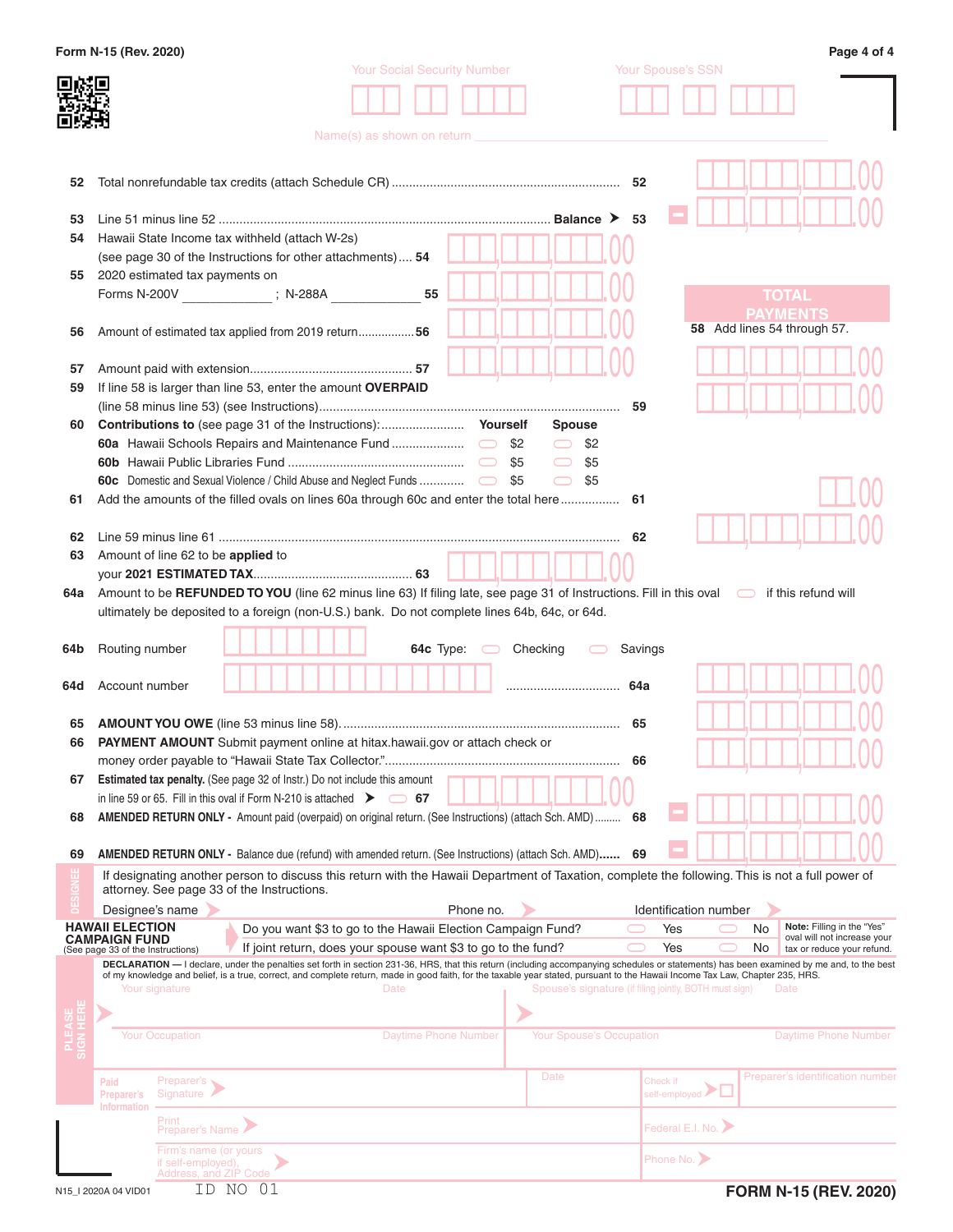Form N-15 (Rev. 2020)

Your Social Security Number | Your Spouse's SSN

Name(s) as shown on return

52 Total nonrefundable tax credits (attach Schedule CR) ........ 52 .00

53 Line 51 minus line 52 ........ **Balance** ➤ 53 .00

54 Hawaii State Income tax withheld (attach W-2s) (see page 30 of the Instructions for other attachments).... 54 .00

55 2020 estimated tax payments on Forms N-200V ________ ; N-288A ________ 55 .00

56 Amount of estimated tax applied from 2019 return................56 .00

57 Amount paid with extension........ 57 .00

**TOTAL PAYMENTS**

58 Add lines 54 through 57. .00

59 If line 58 is larger than line 53, enter the amount **OVERPAID** (line 58 minus line 53) (see Instructions)........ 59 .00

60 **Contributions to** (see page 31 of the Instructions):........

| | Yourself | Spouse |
|---|---|---|
| 60a Hawaii Schools Repairs and Maintenance Fund | $2 | $2 |
| 60b Hawaii Public Libraries Fund | $5 | $5 |
| 60c Domestic and Sexual Violence / Child Abuse and Neglect Funds | $5 | $5 |

61 Add the amounts of the filled ovals on lines 60a through 60c and enter the total here........ 61 .00

62 Line 59 minus line 61 ........ 62 .00

63 Amount of line 62 to be **applied** to your **2021 ESTIMATED TAX**........ 63 .00

64a Amount to be **REFUNDED TO YOU** (line 62 minus line 63) If filing late, see page 31 of Instructions. Fill in this oval ◯ if this refund will ultimately be deposited to a foreign (non-U.S.) bank. Do not complete lines 64b, 64c, or 64d.

64b Routing number

64c Type: ◯ Checking ◯ Savings

64d Account number ........ 64a .00

65 **AMOUNT YOU OWE** (line 53 minus line 58)........ 65 .00

66 **PAYMENT AMOUNT** Submit payment online at hitax.hawaii.gov or attach check or money order payable to "Hawaii State Tax Collector."........ 66 .00

67 **Estimated tax penalty.** (See page 32 of Instr.) Do not include this amount in line 59 or 65. Fill in this oval if Form N-210 is attached ➤ ◯ 67 .00

68 **AMENDED RETURN ONLY -** Amount paid (overpaid) on original return. (See Instructions) (attach Sch. AMD)........ 68 .00

69 **AMENDED RETURN ONLY -** Balance due (refund) with amended return. (See Instructions) (attach Sch. AMD)...... 69 .00

**DESIGNEE**

If designating another person to discuss this return with the Hawaii Department of Taxation, complete the following. This is not a full power of attorney. See page 33 of the Instructions.

Designee's name ➤ | Phone no. ➤ | Identification number ➤

**HAWAII ELECTION CAMPAIGN FUND** (See page 33 of the Instructions)

Do you want $3 to go to the Hawaii Election Campaign Fund? ◯ Yes ◯ No

If joint return, does your spouse want $3 to go to the fund? ◯ Yes ◯ No

**Note:** Filling in the "Yes" oval will not increase your tax or reduce your refund.

**DECLARATION —** I declare, under the penalties set forth in section 231-36, HRS, that this return (including accompanying schedules or statements) has been examined by me and, to the best of my knowledge and belief, is a true, correct, and complete return, made in good faith, for the taxable year stated, pursuant to the Hawaii Income Tax Law, Chapter 235, HRS.

**PLEASE SIGN HERE**

Your signature | Date | Spouse's signature (if filing jointly, BOTH must sign) | Date

Your Occupation | Daytime Phone Number | Your Spouse's Occupation | Daytime Phone Number

**Paid Preparer's Information**

Preparer's Signature ➤ | Date | Check if self-employed ➤ ☐ | Preparer's identification number

Print Preparer's Name ➤ | Federal E.I. No. ➤

Firm's name (or yours if self-employed), Address, and ZIP Code ➤ | Phone No. ➤

N15_I 2020A 04 VID01 ID NO 01

FORM N-15 (REV. 2020)